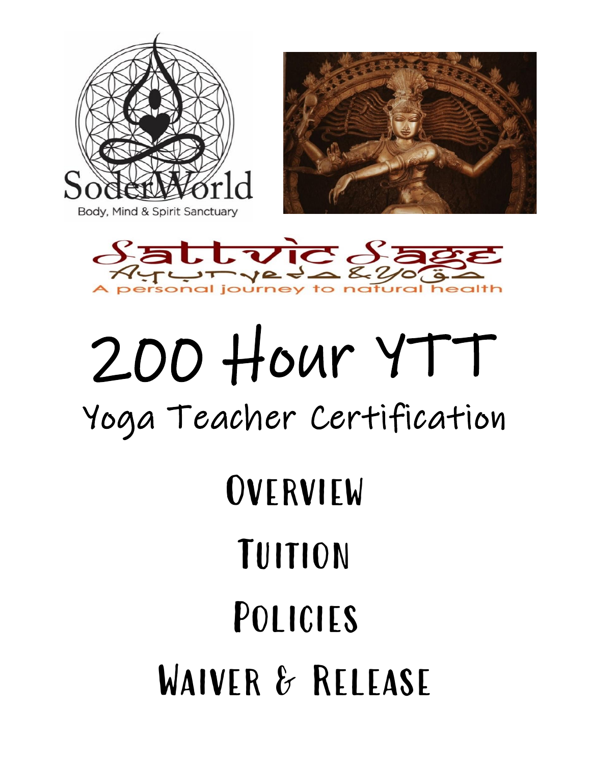SoderWorld

Body, Mind & Spirit Sanctuary

Sattvic Sage

Ayurveda & Yoga

A personal journey to natural health

# 200 Hour YTT

## Yoga Teacher Certification

## Overview

## Tuition

## Policies

## Waiver & Release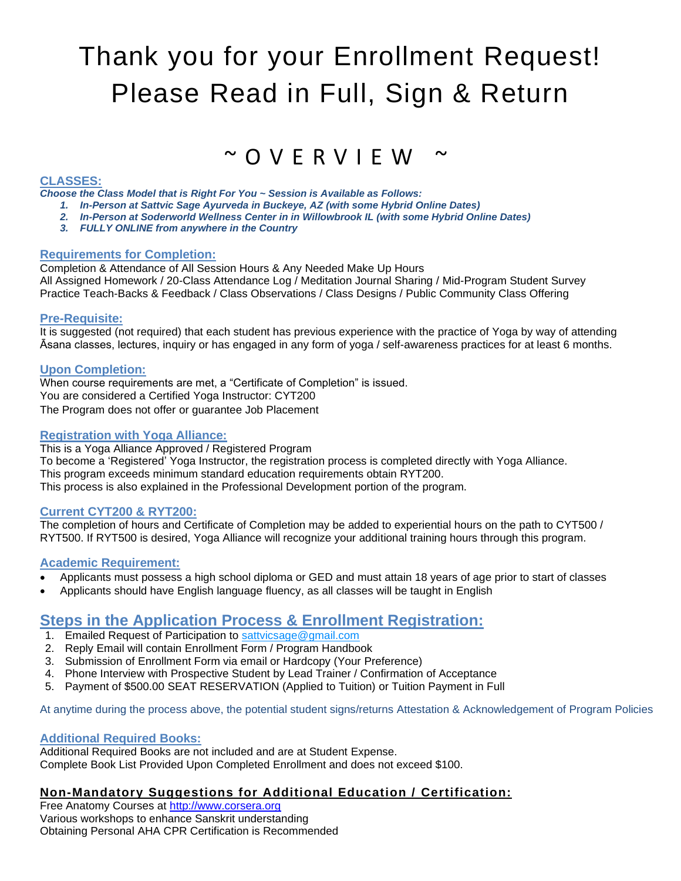# Thank you for your Enrollment Request! Please Read in Full, Sign & Return

## ~ O V E R V I E W ~

### CLASSES:

***Choose the Class Model that is Right For You ~ Session is Available as Follows:***

1. ***In-Person at Sattvic Sage Ayurveda in Buckeye, AZ (with some Hybrid Online Dates)***
2. ***In-Person at Soderworld Wellness Center in in Willowbrook IL (with some Hybrid Online Dates)***
3. ***FULLY ONLINE from anywhere in the Country***

### Requirements for Completion:

Completion & Attendance of All Session Hours & Any Needed Make Up Hours
All Assigned Homework / 20-Class Attendance Log / Meditation Journal Sharing / Mid-Program Student Survey
Practice Teach-Backs & Feedback / Class Observations / Class Designs / Public Community Class Offering

### Pre-Requisite:

It is suggested (not required) that each student has previous experience with the practice of Yoga by way of attending Āsana classes, lectures, inquiry or has engaged in any form of yoga / self-awareness practices for at least 6 months.

### Upon Completion:

When course requirements are met, a "Certificate of Completion" is issued.
You are considered a Certified Yoga Instructor: CYT200
The Program does not offer or guarantee Job Placement

### Registration with Yoga Alliance:

This is a Yoga Alliance Approved / Registered Program
To become a 'Registered' Yoga Instructor, the registration process is completed directly with Yoga Alliance.
This program exceeds minimum standard education requirements obtain RYT200.
This process is also explained in the Professional Development portion of the program.

### Current CYT200 & RYT200:

The completion of hours and Certificate of Completion may be added to experiential hours on the path to CYT500 / RYT500. If RYT500 is desired, Yoga Alliance will recognize your additional training hours through this program.

### Academic Requirement:

- Applicants must possess a high school diploma or GED and must attain 18 years of age prior to start of classes
- Applicants should have English language fluency, as all classes will be taught in English

## Steps in the Application Process & Enrollment Registration:

1. Emailed Request of Participation to sattvicsage@gmail.com
2. Reply Email will contain Enrollment Form / Program Handbook
3. Submission of Enrollment Form via email or Hardcopy (Your Preference)
4. Phone Interview with Prospective Student by Lead Trainer / Confirmation of Acceptance
5. Payment of $500.00 SEAT RESERVATION (Applied to Tuition) or Tuition Payment in Full

At anytime during the process above, the potential student signs/returns Attestation & Acknowledgement of Program Policies

### Additional Required Books:

Additional Required Books are not included and are at Student Expense.
Complete Book List Provided Upon Completed Enrollment and does not exceed $100.

### Non-Mandatory Suggestions for Additional Education / Certification:

Free Anatomy Courses at http://www.corsera.org
Various workshops to enhance Sanskrit understanding
Obtaining Personal AHA CPR Certification is Recommended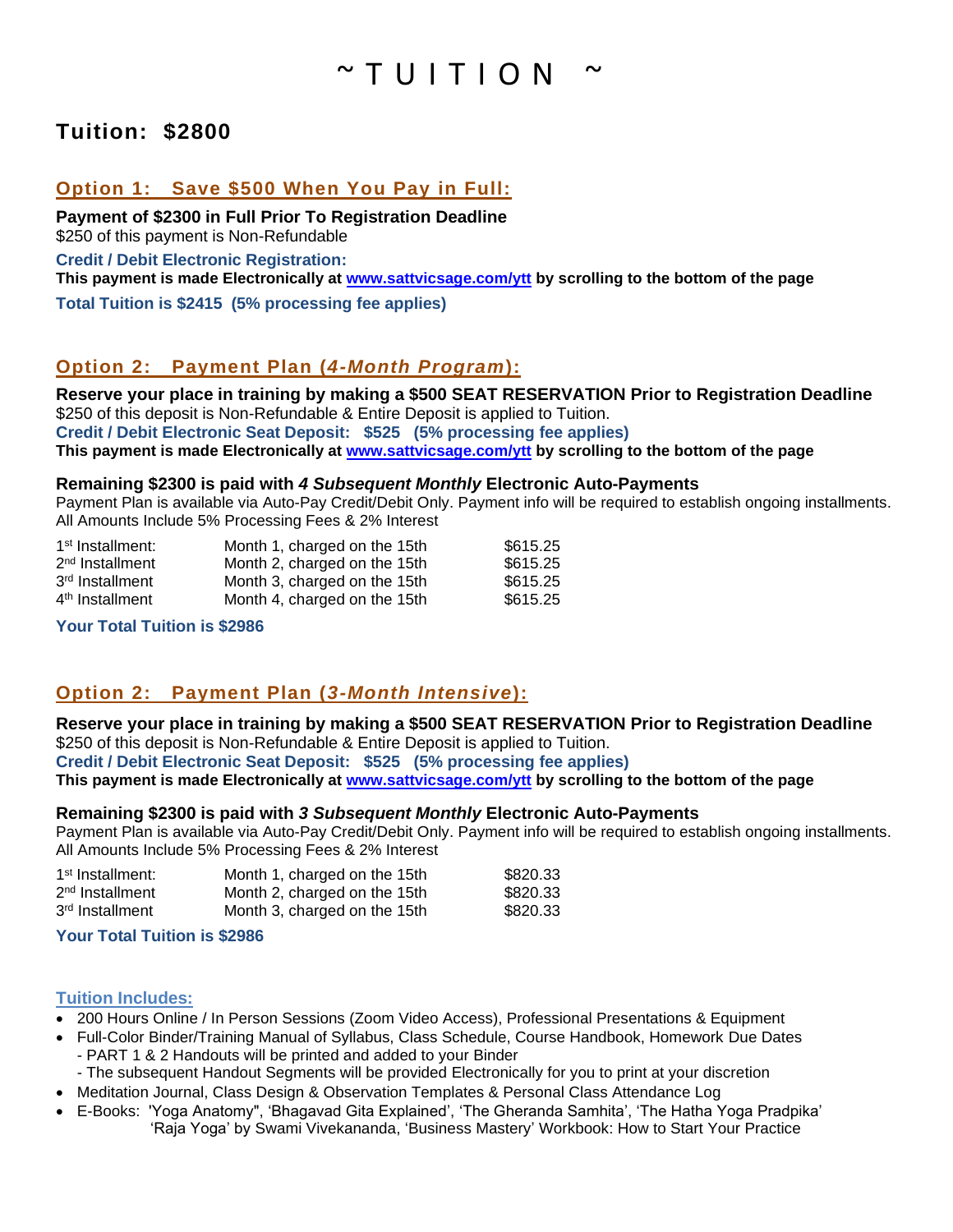# ~ T U I T I O N ~

## Tuition: $2800

### Option 1: Save $500 When You Pay in Full:

**Payment of $2300 in Full Prior To Registration Deadline**
$250 of this payment is Non-Refundable

**Credit / Debit Electronic Registration:**
**This payment is made Electronically at www.sattvicsage.com/ytt by scrolling to the bottom of the page**

**Total Tuition is $2415 (5% processing fee applies)**

### Option 2: Payment Plan (*4-Month Program*):

**Reserve your place in training by making a $500 SEAT RESERVATION Prior to Registration Deadline**
$250 of this deposit is Non-Refundable & Entire Deposit is applied to Tuition.
**Credit / Debit Electronic Seat Deposit: $525 (5% processing fee applies)**
**This payment is made Electronically at www.sattvicsage.com/ytt by scrolling to the bottom of the page**

**Remaining $2300 is paid with *4 Subsequent Monthly* Electronic Auto-Payments**
Payment Plan is available via Auto-Pay Credit/Debit Only. Payment info will be required to establish ongoing installments. All Amounts Include 5% Processing Fees & 2% Interest

| | | |
|---|---|---|
| 1st Installment: | Month 1, charged on the 15th | $615.25 |
| 2nd Installment | Month 2, charged on the 15th | $615.25 |
| 3rd Installment | Month 3, charged on the 15th | $615.25 |
| 4th Installment | Month 4, charged on the 15th | $615.25 |

**Your Total Tuition is $2986**

### Option 2: Payment Plan (*3-Month Intensive*):

**Reserve your place in training by making a $500 SEAT RESERVATION Prior to Registration Deadline**
$250 of this deposit is Non-Refundable & Entire Deposit is applied to Tuition.
**Credit / Debit Electronic Seat Deposit: $525 (5% processing fee applies)**
**This payment is made Electronically at www.sattvicsage.com/ytt by scrolling to the bottom of the page**

**Remaining $2300 is paid with *3 Subsequent Monthly* Electronic Auto-Payments**
Payment Plan is available via Auto-Pay Credit/Debit Only. Payment info will be required to establish ongoing installments. All Amounts Include 5% Processing Fees & 2% Interest

| | | |
|---|---|---|
| 1st Installment: | Month 1, charged on the 15th | $820.33 |
| 2nd Installment | Month 2, charged on the 15th | $820.33 |
| 3rd Installment | Month 3, charged on the 15th | $820.33 |

**Your Total Tuition is $2986**

### Tuition Includes:

- 200 Hours Online / In Person Sessions (Zoom Video Access), Professional Presentations & Equipment
- Full-Color Binder/Training Manual of Syllabus, Class Schedule, Course Handbook, Homework Due Dates
  - PART 1 & 2 Handouts will be printed and added to your Binder
  - The subsequent Handout Segments will be provided Electronically for you to print at your discretion
- Meditation Journal, Class Design & Observation Templates & Personal Class Attendance Log
- E-Books: 'Yoga Anatomy", 'Bhagavad Gita Explained', 'The Gheranda Samhita', 'The Hatha Yoga Pradpika' 'Raja Yoga' by Swami Vivekananda, 'Business Mastery' Workbook: How to Start Your Practice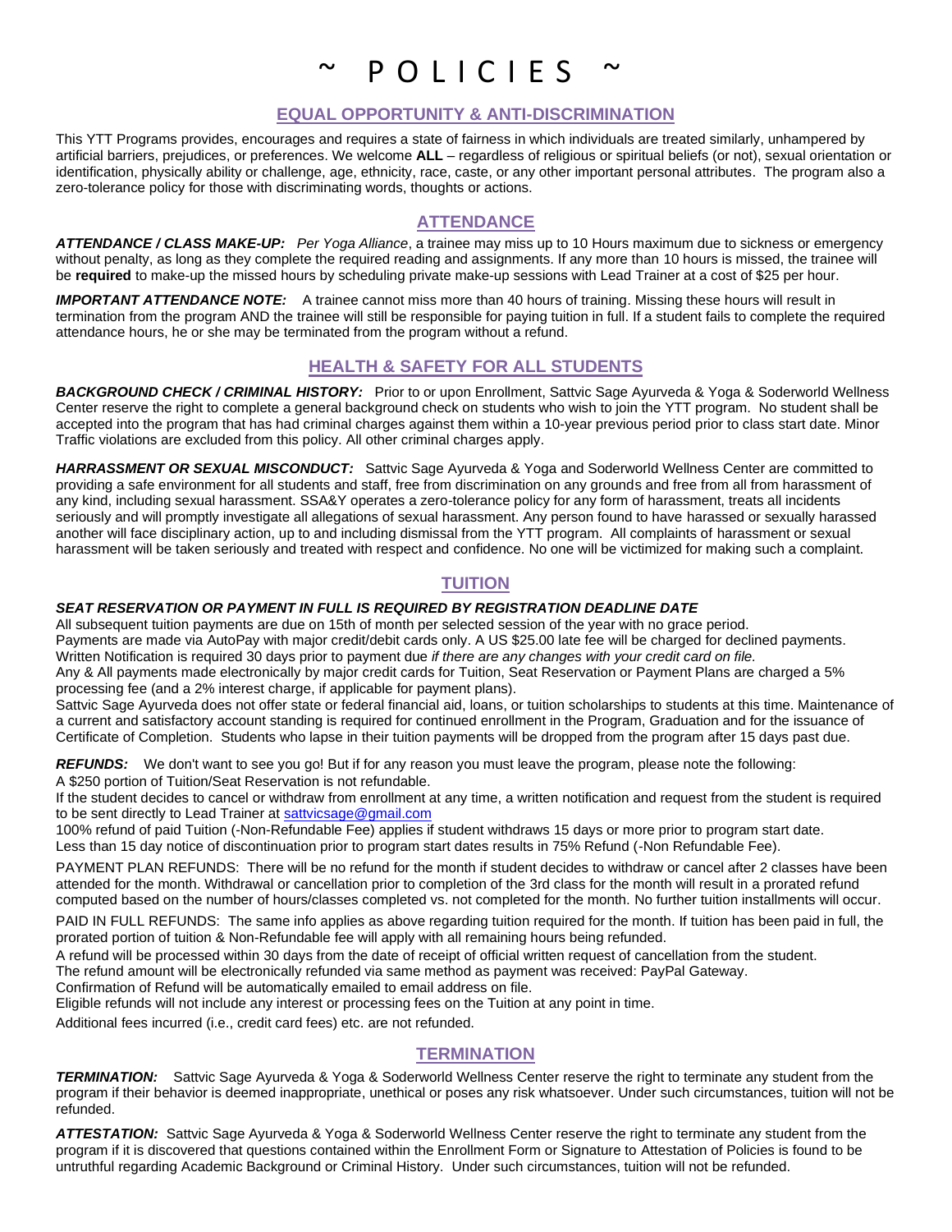# ~ P O L I C I E S ~

## EQUAL OPPORTUNITY & ANTI-DISCRIMINATION

This YTT Programs provides, encourages and requires a state of fairness in which individuals are treated similarly, unhampered by artificial barriers, prejudices, or preferences. We welcome **ALL** – regardless of religious or spiritual beliefs (or not), sexual orientation or identification, physically ability or challenge, age, ethnicity, race, caste, or any other important personal attributes. The program also a zero-tolerance policy for those with discriminating words, thoughts or actions.

## ATTENDANCE

***ATTENDANCE / CLASS MAKE-UP:*** *Per Yoga Alliance*, a trainee may miss up to 10 Hours maximum due to sickness or emergency without penalty, as long as they complete the required reading and assignments. If any more than 10 hours is missed, the trainee will be **required** to make-up the missed hours by scheduling private make-up sessions with Lead Trainer at a cost of $25 per hour.

***IMPORTANT ATTENDANCE NOTE:*** A trainee cannot miss more than 40 hours of training. Missing these hours will result in termination from the program AND the trainee will still be responsible for paying tuition in full. If a student fails to complete the required attendance hours, he or she may be terminated from the program without a refund.

## HEALTH & SAFETY FOR ALL STUDENTS

***BACKGROUND CHECK / CRIMINAL HISTORY:*** Prior to or upon Enrollment, Sattvic Sage Ayurveda & Yoga & Soderworld Wellness Center reserve the right to complete a general background check on students who wish to join the YTT program. No student shall be accepted into the program that has had criminal charges against them within a 10-year previous period prior to class start date. Minor Traffic violations are excluded from this policy. All other criminal charges apply.

***HARRASSMENT OR SEXUAL MISCONDUCT:*** Sattvic Sage Ayurveda & Yoga and Soderworld Wellness Center are committed to providing a safe environment for all students and staff, free from discrimination on any grounds and free from all from harassment of any kind, including sexual harassment. SSA&Y operates a zero-tolerance policy for any form of harassment, treats all incidents seriously and will promptly investigate all allegations of sexual harassment. Any person found to have harassed or sexually harassed another will face disciplinary action, up to and including dismissal from the YTT program. All complaints of harassment or sexual harassment will be taken seriously and treated with respect and confidence. No one will be victimized for making such a complaint.

## TUITION

***SEAT RESERVATION OR PAYMENT IN FULL IS REQUIRED BY REGISTRATION DEADLINE DATE***

All subsequent tuition payments are due on 15th of month per selected session of the year with no grace period.
Payments are made via AutoPay with major credit/debit cards only. A US $25.00 late fee will be charged for declined payments.
Written Notification is required 30 days prior to payment due *if there are any changes with your credit card on file.*
Any & All payments made electronically by major credit cards for Tuition, Seat Reservation or Payment Plans are charged a 5% processing fee (and a 2% interest charge, if applicable for payment plans).
Sattvic Sage Ayurveda does not offer state or federal financial aid, loans, or tuition scholarships to students at this time. Maintenance of a current and satisfactory account standing is required for continued enrollment in the Program, Graduation and for the issuance of Certificate of Completion. Students who lapse in their tuition payments will be dropped from the program after 15 days past due.

***REFUNDS:*** We don't want to see you go! But if for any reason you must leave the program, please note the following:
A $250 portion of Tuition/Seat Reservation is not refundable.
If the student decides to cancel or withdraw from enrollment at any time, a written notification and request from the student is required to be sent directly to Lead Trainer at sattvicsage@gmail.com
100% refund of paid Tuition (-Non-Refundable Fee) applies if student withdraws 15 days or more prior to program start date.
Less than 15 day notice of discontinuation prior to program start dates results in 75% Refund (-Non Refundable Fee).

PAYMENT PLAN REFUNDS: There will be no refund for the month if student decides to withdraw or cancel after 2 classes have been attended for the month. Withdrawal or cancellation prior to completion of the 3rd class for the month will result in a prorated refund computed based on the number of hours/classes completed vs. not completed for the month. No further tuition installments will occur.

PAID IN FULL REFUNDS: The same info applies as above regarding tuition required for the month. If tuition has been paid in full, the prorated portion of tuition & Non-Refundable fee will apply with all remaining hours being refunded.
A refund will be processed within 30 days from the date of receipt of official written request of cancellation from the student.
The refund amount will be electronically refunded via same method as payment was received: PayPal Gateway.
Confirmation of Refund will be automatically emailed to email address on file.
Eligible refunds will not include any interest or processing fees on the Tuition at any point in time.
Additional fees incurred (i.e., credit card fees) etc. are not refunded.

## TERMINATION

***TERMINATION:*** Sattvic Sage Ayurveda & Yoga & Soderworld Wellness Center reserve the right to terminate any student from the program if their behavior is deemed inappropriate, unethical or poses any risk whatsoever. Under such circumstances, tuition will not be refunded.

***ATTESTATION:*** Sattvic Sage Ayurveda & Yoga & Soderworld Wellness Center reserve the right to terminate any student from the program if it is discovered that questions contained within the Enrollment Form or Signature to Attestation of Policies is found to be untruthful regarding Academic Background or Criminal History. Under such circumstances, tuition will not be refunded.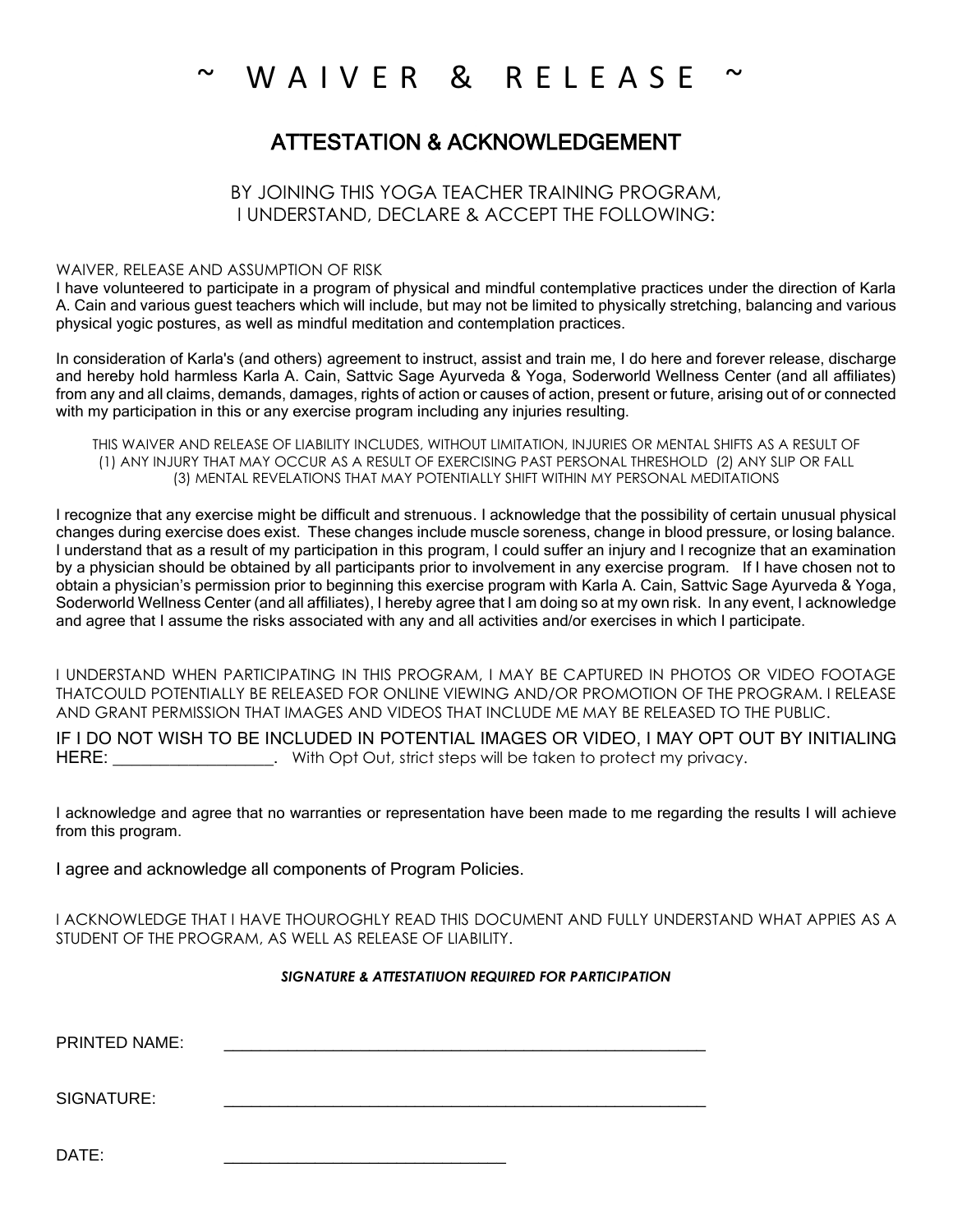# ~ W A I V E R & R E L E A S E ~

## ATTESTATION & ACKNOWLEDGEMENT

### BY JOINING THIS YOGA TEACHER TRAINING PROGRAM, I UNDERSTAND, DECLARE & ACCEPT THE FOLLOWING:

WAIVER, RELEASE AND ASSUMPTION OF RISK

I have volunteered to participate in a program of physical and mindful contemplative practices under the direction of Karla A. Cain and various guest teachers which will include, but may not be limited to physically stretching, balancing and various physical yogic postures, as well as mindful meditation and contemplation practices.

In consideration of Karla's (and others) agreement to instruct, assist and train me, I do here and forever release, discharge and hereby hold harmless Karla A. Cain, Sattvic Sage Ayurveda & Yoga, Soderworld Wellness Center (and all affiliates) from any and all claims, demands, damages, rights of action or causes of action, present or future, arising out of or connected with my participation in this or any exercise program including any injuries resulting.

THIS WAIVER AND RELEASE OF LIABILITY INCLUDES, WITHOUT LIMITATION, INJURIES OR MENTAL SHIFTS AS A RESULT OF (1) ANY INJURY THAT MAY OCCUR AS A RESULT OF EXERCISING PAST PERSONAL THRESHOLD (2) ANY SLIP OR FALL (3) MENTAL REVELATIONS THAT MAY POTENTIALLY SHIFT WITHIN MY PERSONAL MEDITATIONS

I recognize that any exercise might be difficult and strenuous. I acknowledge that the possibility of certain unusual physical changes during exercise does exist. These changes include muscle soreness, change in blood pressure, or losing balance. I understand that as a result of my participation in this program, I could suffer an injury and I recognize that an examination by a physician should be obtained by all participants prior to involvement in any exercise program. If I have chosen not to obtain a physician's permission prior to beginning this exercise program with Karla A. Cain, Sattvic Sage Ayurveda & Yoga, Soderworld Wellness Center (and all affiliates), I hereby agree that I am doing so at my own risk. In any event, I acknowledge and agree that I assume the risks associated with any and all activities and/or exercises in which I participate.

I UNDERSTAND WHEN PARTICIPATING IN THIS PROGRAM, I MAY BE CAPTURED IN PHOTOS OR VIDEO FOOTAGE THATCOULD POTENTIALLY BE RELEASED FOR ONLINE VIEWING AND/OR PROMOTION OF THE PROGRAM. I RELEASE AND GRANT PERMISSION THAT IMAGES AND VIDEOS THAT INCLUDE ME MAY BE RELEASED TO THE PUBLIC.

IF I DO NOT WISH TO BE INCLUDED IN POTENTIAL IMAGES OR VIDEO, I MAY OPT OUT BY INITIALING HERE: ___________________. With Opt Out, strict steps will be taken to protect my privacy.

I acknowledge and agree that no warranties or representation have been made to me regarding the results I will achieve from this program.

I agree and acknowledge all components of Program Policies.

I ACKNOWLEDGE THAT I HAVE THOUROGHLY READ THIS DOCUMENT AND FULLY UNDERSTAND WHAT APPIES AS A STUDENT OF THE PROGRAM, AS WELL AS RELEASE OF LIABILITY.

***SIGNATURE & ATTESTATIUON REQUIRED FOR PARTICIPATION***

PRINTED NAME: ________________________________________________________

SIGNATURE: ________________________________________________________

DATE: ______________________________